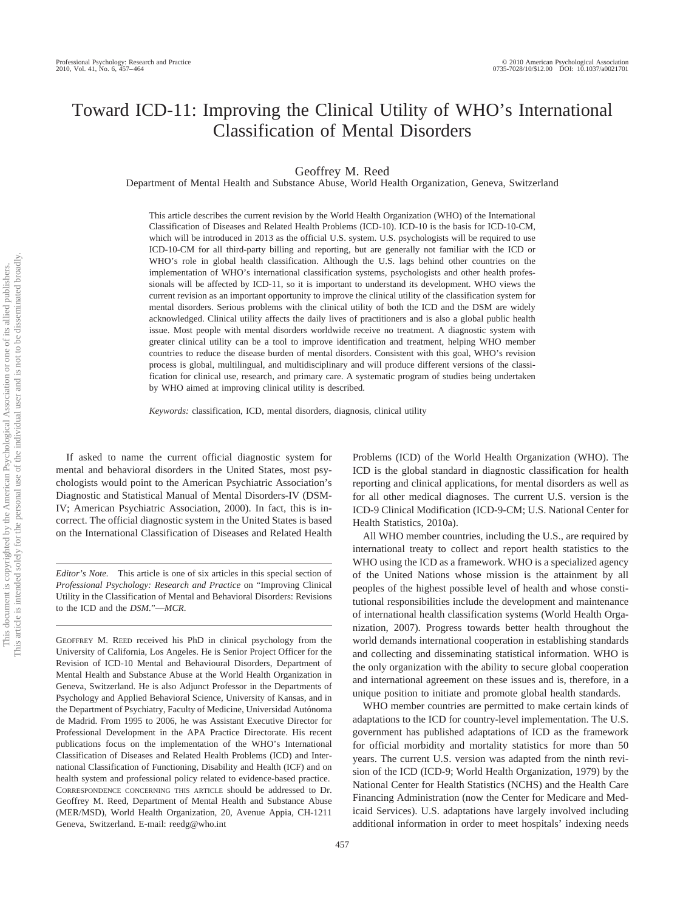# Toward ICD-11: Improving the Clinical Utility of WHO's International Classification of Mental Disorders

Geoffrey M. Reed

Department of Mental Health and Substance Abuse, World Health Organization, Geneva, Switzerland

This article describes the current revision by the World Health Organization (WHO) of the International Classification of Diseases and Related Health Problems (ICD-10). ICD-10 is the basis for ICD-10-CM, which will be introduced in 2013 as the official U.S. system. U.S. psychologists will be required to use ICD-10-CM for all third-party billing and reporting, but are generally not familiar with the ICD or WHO's role in global health classification. Although the U.S. lags behind other countries on the implementation of WHO's international classification systems, psychologists and other health professionals will be affected by ICD-11, so it is important to understand its development. WHO views the current revision as an important opportunity to improve the clinical utility of the classification system for mental disorders. Serious problems with the clinical utility of both the ICD and the DSM are widely acknowledged. Clinical utility affects the daily lives of practitioners and is also a global public health issue. Most people with mental disorders worldwide receive no treatment. A diagnostic system with greater clinical utility can be a tool to improve identification and treatment, helping WHO member countries to reduce the disease burden of mental disorders. Consistent with this goal, WHO's revision process is global, multilingual, and multidisciplinary and will produce different versions of the classification for clinical use, research, and primary care. A systematic program of studies being undertaken by WHO aimed at improving clinical utility is described.

*Keywords:* classification, ICD, mental disorders, diagnosis, clinical utility

If asked to name the current official diagnostic system for mental and behavioral disorders in the United States, most psychologists would point to the American Psychiatric Association's Diagnostic and Statistical Manual of Mental Disorders-IV (DSM-IV; American Psychiatric Association, 2000). In fact, this is incorrect. The official diagnostic system in the United States is based on the International Classification of Diseases and Related Health Problems (ICD) of the World Health Organization (WHO). The ICD is the global standard in diagnostic classification for health reporting and clinical applications, for mental disorders as well as for all other medical diagnoses. The current U.S. version is the ICD-9 Clinical Modification (ICD-9-CM; U.S. National Center for Health Statistics, 2010a).

All WHO member countries, including the U.S., are required by international treaty to collect and report health statistics to the WHO using the ICD as a framework. WHO is a specialized agency of the United Nations whose mission is the attainment by all peoples of the highest possible level of health and whose constitutional responsibilities include the development and maintenance of international health classification systems (World Health Organization, 2007). Progress towards better health throughout the world demands international cooperation in establishing standards and collecting and disseminating statistical information. WHO is the only organization with the ability to secure global cooperation and international agreement on these issues and is, therefore, in a unique position to initiate and promote global health standards.

WHO member countries are permitted to make certain kinds of adaptations to the ICD for country-level implementation. The U.S. government has published adaptations of ICD as the framework for official morbidity and mortality statistics for more than 50 years. The current U.S. version was adapted from the ninth revision of the ICD (ICD-9; World Health Organization, 1979) by the National Center for Health Statistics (NCHS) and the Health Care Financing Administration (now the Center for Medicare and Medicaid Services). U.S. adaptations have largely involved including additional information in order to meet hospitals' indexing needs

*Editor's Note.* This article is one of six articles in this special section of *Professional Psychology: Research and Practice* on "Improving Clinical Utility in the Classification of Mental and Behavioral Disorders: Revisions to the ICD and the *DSM*."—*MCR*.

Geoffrey M. Reed received his PhD in clinical psychology from the University of California, Los Angeles. He is Senior Project Officer for the Revision of ICD-10 Mental and Behavioural Disorders, Department of Mental Health and Substance Abuse at the World Health Organization in Geneva, Switzerland. He is also Adjunct Professor in the Departments of Psychology and Applied Behavioral Science, University of Kansas, and in the Department of Psychiatry, Faculty of Medicine, Universidad Autónoma de Madrid. From 1995 to 2006, he was Assistant Executive Director for Professional Development in the APA Practice Directorate. His recent publications focus on the implementation of the WHO's International Classification of Diseases and Related Health Problems (ICD) and International Classification of Functioning, Disability and Health (ICF) and on health system and professional policy related to evidence-based practice.

Correspondence concerning this article should be addressed to Dr. Geoffrey M. Reed, Department of Mental Health and Substance Abuse (MER/MSD), World Health Organization, 20, Avenue Appia, CH-1211 Geneva, Switzerland. E-mail: reedg@who.int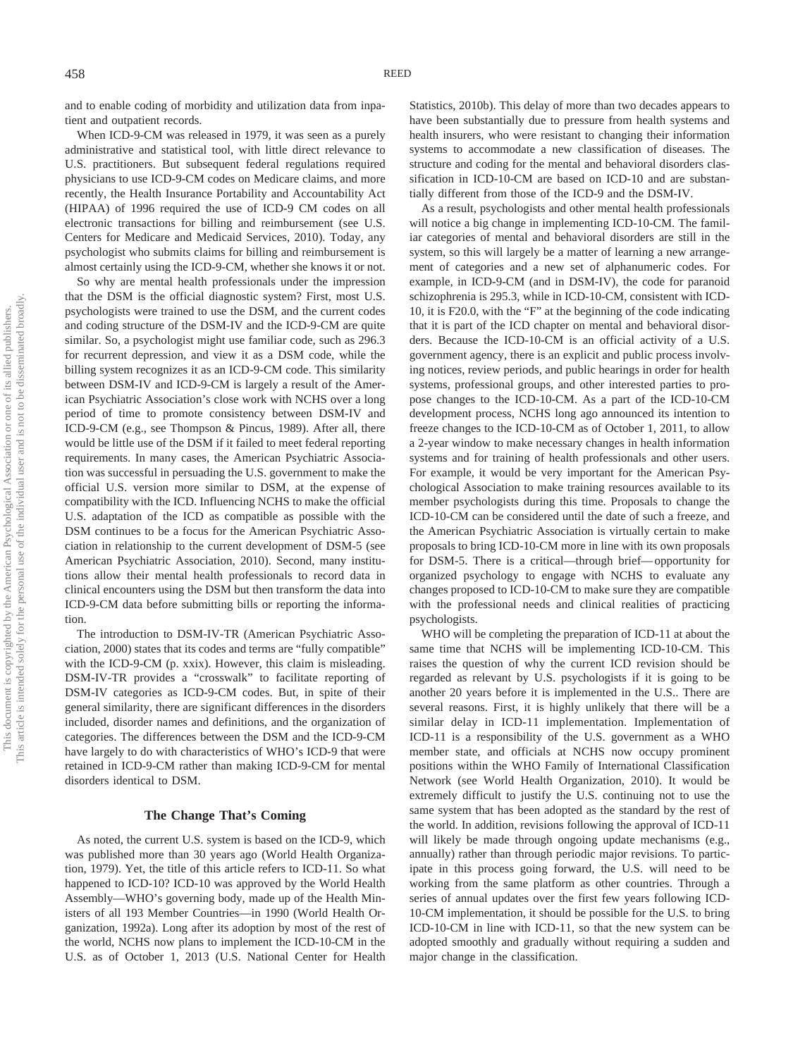and to enable coding of morbidity and utilization data from inpatient and outpatient records.

When ICD-9-CM was released in 1979, it was seen as a purely administrative and statistical tool, with little direct relevance to U.S. practitioners. But subsequent federal regulations required physicians to use ICD-9-CM codes on Medicare claims, and more recently, the Health Insurance Portability and Accountability Act (HIPAA) of 1996 required the use of ICD-9 CM codes on all electronic transactions for billing and reimbursement (see U.S. Centers for Medicare and Medicaid Services, 2010). Today, any psychologist who submits claims for billing and reimbursement is almost certainly using the ICD-9-CM, whether she knows it or not.

So why are mental health professionals under the impression that the DSM is the official diagnostic system? First, most U.S. psychologists were trained to use the DSM, and the current codes and coding structure of the DSM-IV and the ICD-9-CM are quite similar. So, a psychologist might use familiar code, such as 296.3 for recurrent depression, and view it as a DSM code, while the billing system recognizes it as an ICD-9-CM code. This similarity between DSM-IV and ICD-9-CM is largely a result of the American Psychiatric Association's close work with NCHS over a long period of time to promote consistency between DSM-IV and ICD-9-CM (e.g., see Thompson & Pincus, 1989). After all, there would be little use of the DSM if it failed to meet federal reporting requirements. In many cases, the American Psychiatric Association was successful in persuading the U.S. government to make the official U.S. version more similar to DSM, at the expense of compatibility with the ICD. Influencing NCHS to make the official U.S. adaptation of the ICD as compatible as possible with the DSM continues to be a focus for the American Psychiatric Association in relationship to the current development of DSM-5 (see American Psychiatric Association, 2010). Second, many institutions allow their mental health professionals to record data in clinical encounters using the DSM but then transform the data into ICD-9-CM data before submitting bills or reporting the information.

The introduction to DSM-IV-TR (American Psychiatric Association, 2000) states that its codes and terms are "fully compatible" with the ICD-9-CM (p. xxix). However, this claim is misleading. DSM-IV-TR provides a "crosswalk" to facilitate reporting of DSM-IV categories as ICD-9-CM codes. But, in spite of their general similarity, there are significant differences in the disorders included, disorder names and definitions, and the organization of categories. The differences between the DSM and the ICD-9-CM have largely to do with characteristics of WHO's ICD-9 that were retained in ICD-9-CM rather than making ICD-9-CM for mental disorders identical to DSM.

## The Change That's Coming

As noted, the current U.S. system is based on the ICD-9, which was published more than 30 years ago (World Health Organization, 1979). Yet, the title of this article refers to ICD-11. So what happened to ICD-10? ICD-10 was approved by the World Health Assembly—WHO's governing body, made up of the Health Ministers of all 193 Member Countries—in 1990 (World Health Organization, 1992a). Long after its adoption by most of the rest of the world, NCHS now plans to implement the ICD-10-CM in the U.S. as of October 1, 2013 (U.S. National Center for Health Statistics, 2010b). This delay of more than two decades appears to have been substantially due to pressure from health systems and health insurers, who were resistant to changing their information systems to accommodate a new classification of diseases. The structure and coding for the mental and behavioral disorders classification in ICD-10-CM are based on ICD-10 and are substantially different from those of the ICD-9 and the DSM-IV.

As a result, psychologists and other mental health professionals will notice a big change in implementing ICD-10-CM. The familiar categories of mental and behavioral disorders are still in the system, so this will largely be a matter of learning a new arrangement of categories and a new set of alphanumeric codes. For example, in ICD-9-CM (and in DSM-IV), the code for paranoid schizophrenia is 295.3, while in ICD-10-CM, consistent with ICD-10, it is F20.0, with the "F" at the beginning of the code indicating that it is part of the ICD chapter on mental and behavioral disorders. Because the ICD-10-CM is an official activity of a U.S. government agency, there is an explicit and public process involving notices, review periods, and public hearings in order for health systems, professional groups, and other interested parties to propose changes to the ICD-10-CM. As a part of the ICD-10-CM development process, NCHS long ago announced its intention to freeze changes to the ICD-10-CM as of October 1, 2011, to allow a 2-year window to make necessary changes in health information systems and for training of health professionals and other users. For example, it would be very important for the American Psychological Association to make training resources available to its member psychologists during this time. Proposals to change the ICD-10-CM can be considered until the date of such a freeze, and the American Psychiatric Association is virtually certain to make proposals to bring ICD-10-CM more in line with its own proposals for DSM-5. There is a critical—through brief—opportunity for organized psychology to engage with NCHS to evaluate any changes proposed to ICD-10-CM to make sure they are compatible with the professional needs and clinical realities of practicing psychologists.

WHO will be completing the preparation of ICD-11 at about the same time that NCHS will be implementing ICD-10-CM. This raises the question of why the current ICD revision should be regarded as relevant by U.S. psychologists if it is going to be another 20 years before it is implemented in the U.S.. There are several reasons. First, it is highly unlikely that there will be a similar delay in ICD-11 implementation. Implementation of ICD-11 is a responsibility of the U.S. government as a WHO member state, and officials at NCHS now occupy prominent positions within the WHO Family of International Classification Network (see World Health Organization, 2010). It would be extremely difficult to justify the U.S. continuing not to use the same system that has been adopted as the standard by the rest of the world. In addition, revisions following the approval of ICD-11 will likely be made through ongoing update mechanisms (e.g., annually) rather than through periodic major revisions. To participate in this process going forward, the U.S. will need to be working from the same platform as other countries. Through a series of annual updates over the first few years following ICD-10-CM implementation, it should be possible for the U.S. to bring ICD-10-CM in line with ICD-11, so that the new system can be adopted smoothly and gradually without requiring a sudden and major change in the classification.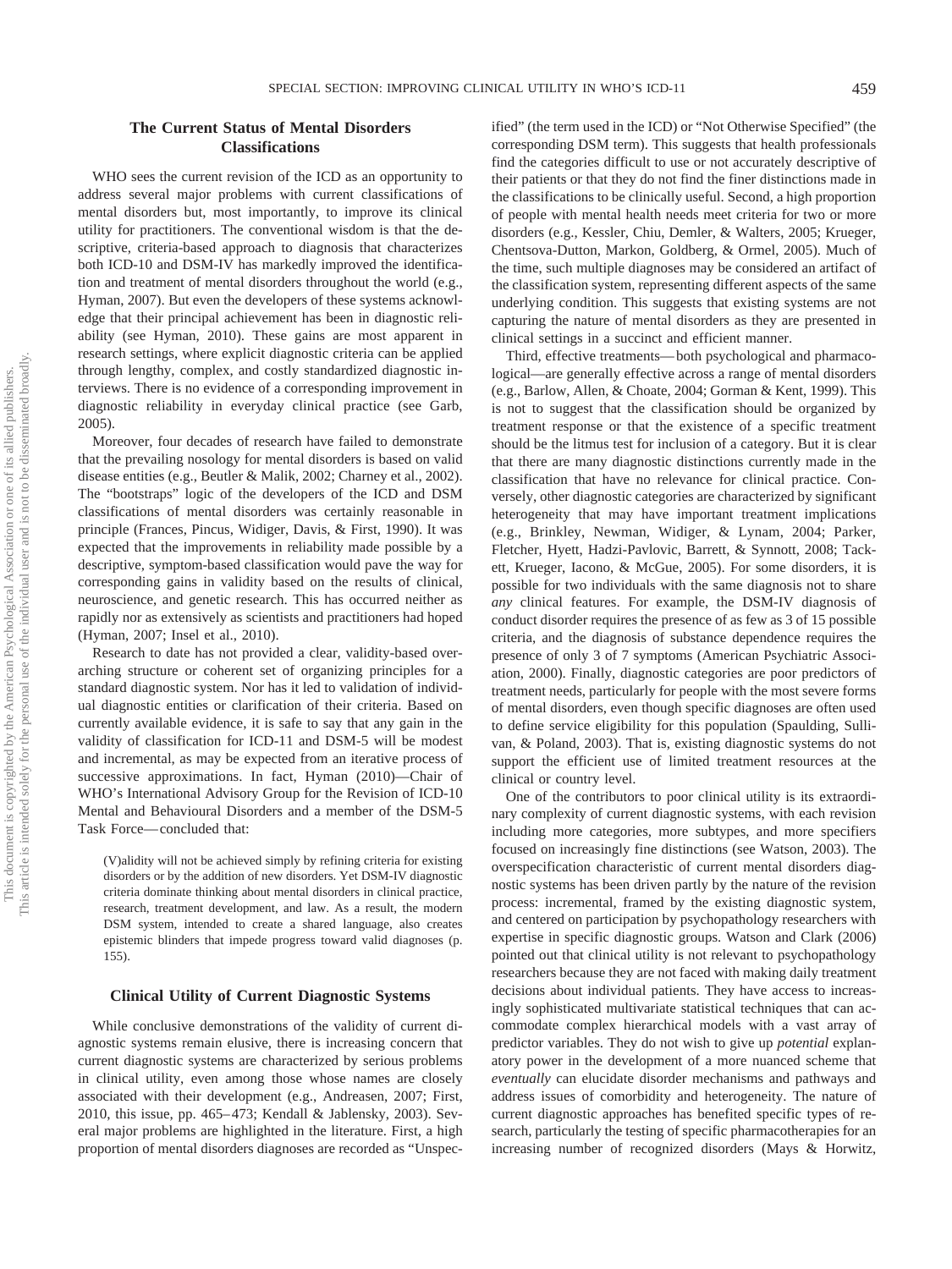## The Current Status of Mental Disorders Classifications

WHO sees the current revision of the ICD as an opportunity to address several major problems with current classifications of mental disorders but, most importantly, to improve its clinical utility for practitioners. The conventional wisdom is that the descriptive, criteria-based approach to diagnosis that characterizes both ICD-10 and DSM-IV has markedly improved the identification and treatment of mental disorders throughout the world (e.g., Hyman, 2007). But even the developers of these systems acknowledge that their principal achievement has been in diagnostic reliability (see Hyman, 2010). These gains are most apparent in research settings, where explicit diagnostic criteria can be applied through lengthy, complex, and costly standardized diagnostic interviews. There is no evidence of a corresponding improvement in diagnostic reliability in everyday clinical practice (see Garb, 2005).

Moreover, four decades of research have failed to demonstrate that the prevailing nosology for mental disorders is based on valid disease entities (e.g., Beutler & Malik, 2002; Charney et al., 2002). The "bootstraps" logic of the developers of the ICD and DSM classifications of mental disorders was certainly reasonable in principle (Frances, Pincus, Widiger, Davis, & First, 1990). It was expected that the improvements in reliability made possible by a descriptive, symptom-based classification would pave the way for corresponding gains in validity based on the results of clinical, neuroscience, and genetic research. This has occurred neither as rapidly nor as extensively as scientists and practitioners had hoped (Hyman, 2007; Insel et al., 2010).

Research to date has not provided a clear, validity-based overarching structure or coherent set of organizing principles for a standard diagnostic system. Nor has it led to validation of individual diagnostic entities or clarification of their criteria. Based on currently available evidence, it is safe to say that any gain in the validity of classification for ICD-11 and DSM-5 will be modest and incremental, as may be expected from an iterative process of successive approximations. In fact, Hyman (2010)—Chair of WHO's International Advisory Group for the Revision of ICD-10 Mental and Behavioural Disorders and a member of the DSM-5 Task Force—concluded that:

> (V)alidity will not be achieved simply by refining criteria for existing disorders or by the addition of new disorders. Yet DSM-IV diagnostic criteria dominate thinking about mental disorders in clinical practice, research, treatment development, and law. As a result, the modern DSM system, intended to create a shared language, also creates epistemic blinders that impede progress toward valid diagnoses (p. 155).

## Clinical Utility of Current Diagnostic Systems

While conclusive demonstrations of the validity of current diagnostic systems remain elusive, there is increasing concern that current diagnostic systems are characterized by serious problems in clinical utility, even among those whose names are closely associated with their development (e.g., Andreasen, 2007; First, 2010, this issue, pp. 465–473; Kendall & Jablensky, 2003). Several major problems are highlighted in the literature. First, a high proportion of mental disorders diagnoses are recorded as "Unspecified" (the term used in the ICD) or "Not Otherwise Specified" (the corresponding DSM term). This suggests that health professionals find the categories difficult to use or not accurately descriptive of their patients or that they do not find the finer distinctions made in the classifications to be clinically useful. Second, a high proportion of people with mental health needs meet criteria for two or more disorders (e.g., Kessler, Chiu, Demler, & Walters, 2005; Krueger, Chentsova-Dutton, Markon, Goldberg, & Ormel, 2005). Much of the time, such multiple diagnoses may be considered an artifact of the classification system, representing different aspects of the same underlying condition. This suggests that existing systems are not capturing the nature of mental disorders as they are presented in clinical settings in a succinct and efficient manner.

Third, effective treatments—both psychological and pharmacological—are generally effective across a range of mental disorders (e.g., Barlow, Allen, & Choate, 2004; Gorman & Kent, 1999). This is not to suggest that the classification should be organized by treatment response or that the existence of a specific treatment should be the litmus test for inclusion of a category. But it is clear that there are many diagnostic distinctions currently made in the classification that have no relevance for clinical practice. Conversely, other diagnostic categories are characterized by significant heterogeneity that may have important treatment implications (e.g., Brinkley, Newman, Widiger, & Lynam, 2004; Parker, Fletcher, Hyett, Hadzi-Pavlovic, Barrett, & Synnott, 2008; Tackett, Krueger, Iacono, & McGue, 2005). For some disorders, it is possible for two individuals with the same diagnosis not to share *any* clinical features. For example, the DSM-IV diagnosis of conduct disorder requires the presence of as few as 3 of 15 possible criteria, and the diagnosis of substance dependence requires the presence of only 3 of 7 symptoms (American Psychiatric Association, 2000). Finally, diagnostic categories are poor predictors of treatment needs, particularly for people with the most severe forms of mental disorders, even though specific diagnoses are often used to define service eligibility for this population (Spaulding, Sullivan, & Poland, 2003). That is, existing diagnostic systems do not support the efficient use of limited treatment resources at the clinical or country level.

One of the contributors to poor clinical utility is its extraordinary complexity of current diagnostic systems, with each revision including more categories, more subtypes, and more specifiers focused on increasingly fine distinctions (see Watson, 2003). The overspecification characteristic of current mental disorders diagnostic systems has been driven partly by the nature of the revision process: incremental, framed by the existing diagnostic system, and centered on participation by psychopathology researchers with expertise in specific diagnostic groups. Watson and Clark (2006) pointed out that clinical utility is not relevant to psychopathology researchers because they are not faced with making daily treatment decisions about individual patients. They have access to increasingly sophisticated multivariate statistical techniques that can accommodate complex hierarchical models with a vast array of predictor variables. They do not wish to give up *potential* explanatory power in the development of a more nuanced scheme that *eventually* can elucidate disorder mechanisms and pathways and address issues of comorbidity and heterogeneity. The nature of current diagnostic approaches has benefited specific types of research, particularly the testing of specific pharmacotherapies for an increasing number of recognized disorders (Mays & Horwitz,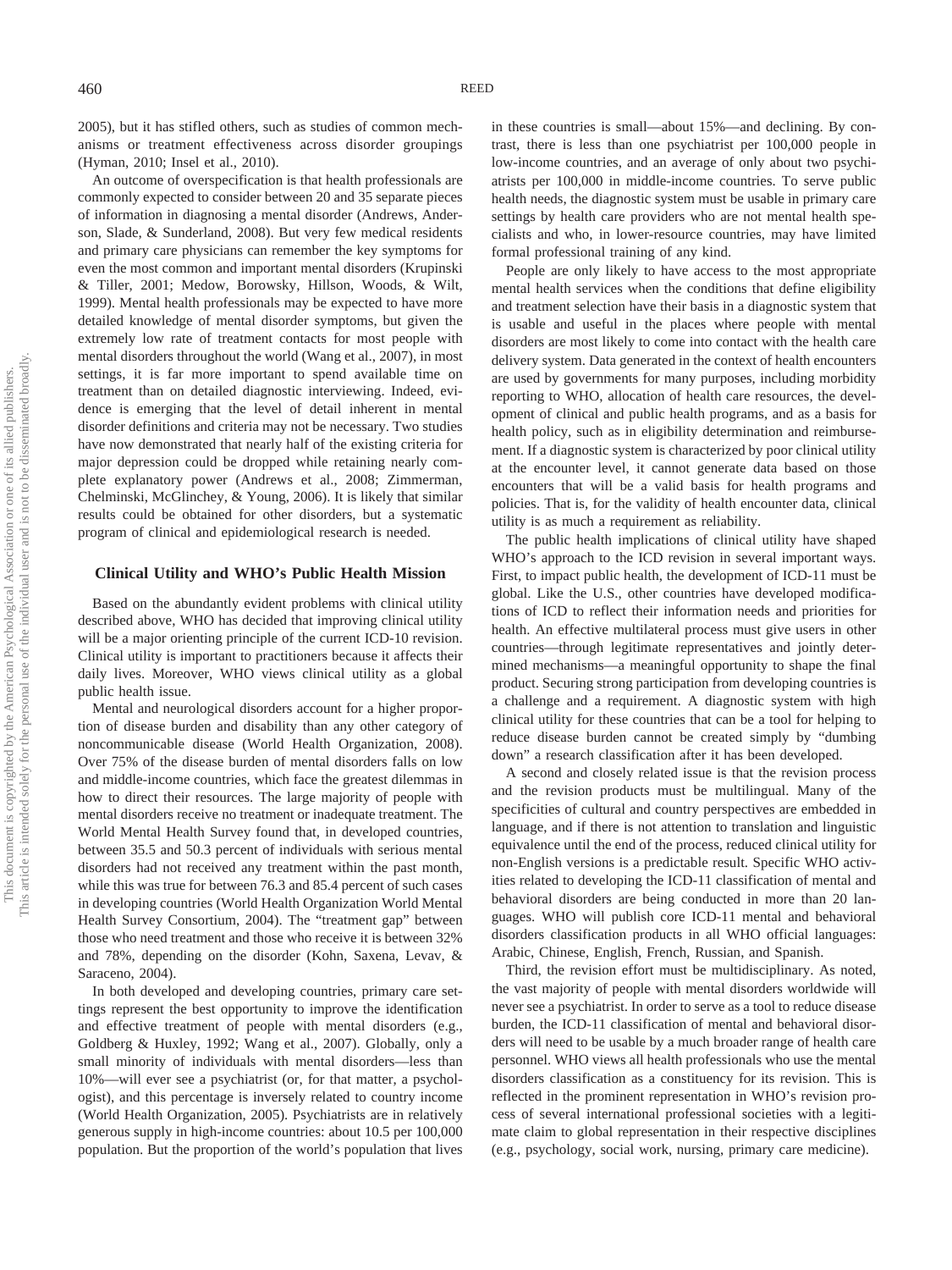2005), but it has stifled others, such as studies of common mechanisms or treatment effectiveness across disorder groupings (Hyman, 2010; Insel et al., 2010).

An outcome of overspecification is that health professionals are commonly expected to consider between 20 and 35 separate pieces of information in diagnosing a mental disorder (Andrews, Anderson, Slade, & Sunderland, 2008). But very few medical residents and primary care physicians can remember the key symptoms for even the most common and important mental disorders (Krupinski & Tiller, 2001; Medow, Borowsky, Hillson, Woods, & Wilt, 1999). Mental health professionals may be expected to have more detailed knowledge of mental disorder symptoms, but given the extremely low rate of treatment contacts for most people with mental disorders throughout the world (Wang et al., 2007), in most settings, it is far more important to spend available time on treatment than on detailed diagnostic interviewing. Indeed, evidence is emerging that the level of detail inherent in mental disorder definitions and criteria may not be necessary. Two studies have now demonstrated that nearly half of the existing criteria for major depression could be dropped while retaining nearly complete explanatory power (Andrews et al., 2008; Zimmerman, Chelminski, McGlinchey, & Young, 2006). It is likely that similar results could be obtained for other disorders, but a systematic program of clinical and epidemiological research is needed.

## Clinical Utility and WHO's Public Health Mission

Based on the abundantly evident problems with clinical utility described above, WHO has decided that improving clinical utility will be a major orienting principle of the current ICD-10 revision. Clinical utility is important to practitioners because it affects their daily lives. Moreover, WHO views clinical utility as a global public health issue.

Mental and neurological disorders account for a higher proportion of disease burden and disability than any other category of noncommunicable disease (World Health Organization, 2008). Over 75% of the disease burden of mental disorders falls on low and middle-income countries, which face the greatest dilemmas in how to direct their resources. The large majority of people with mental disorders receive no treatment or inadequate treatment. The World Mental Health Survey found that, in developed countries, between 35.5 and 50.3 percent of individuals with serious mental disorders had not received any treatment within the past month, while this was true for between 76.3 and 85.4 percent of such cases in developing countries (World Health Organization World Mental Health Survey Consortium, 2004). The "treatment gap" between those who need treatment and those who receive it is between 32% and 78%, depending on the disorder (Kohn, Saxena, Levav, & Saraceno, 2004).

In both developed and developing countries, primary care settings represent the best opportunity to improve the identification and effective treatment of people with mental disorders (e.g., Goldberg & Huxley, 1992; Wang et al., 2007). Globally, only a small minority of individuals with mental disorders—less than 10%—will ever see a psychiatrist (or, for that matter, a psychologist), and this percentage is inversely related to country income (World Health Organization, 2005). Psychiatrists are in relatively generous supply in high-income countries: about 10.5 per 100,000 population. But the proportion of the world's population that lives in these countries is small—about 15%—and declining. By contrast, there is less than one psychiatrist per 100,000 people in low-income countries, and an average of only about two psychiatrists per 100,000 in middle-income countries. To serve public health needs, the diagnostic system must be usable in primary care settings by health care providers who are not mental health specialists and who, in lower-resource countries, may have limited formal professional training of any kind.

People are only likely to have access to the most appropriate mental health services when the conditions that define eligibility and treatment selection have their basis in a diagnostic system that is usable and useful in the places where people with mental disorders are most likely to come into contact with the health care delivery system. Data generated in the context of health encounters are used by governments for many purposes, including morbidity reporting to WHO, allocation of health care resources, the development of clinical and public health programs, and as a basis for health policy, such as in eligibility determination and reimbursement. If a diagnostic system is characterized by poor clinical utility at the encounter level, it cannot generate data based on those encounters that will be a valid basis for health programs and policies. That is, for the validity of health encounter data, clinical utility is as much a requirement as reliability.

The public health implications of clinical utility have shaped WHO's approach to the ICD revision in several important ways. First, to impact public health, the development of ICD-11 must be global. Like the U.S., other countries have developed modifications of ICD to reflect their information needs and priorities for health. An effective multilateral process must give users in other countries—through legitimate representatives and jointly determined mechanisms—a meaningful opportunity to shape the final product. Securing strong participation from developing countries is a challenge and a requirement. A diagnostic system with high clinical utility for these countries that can be a tool for helping to reduce disease burden cannot be created simply by "dumbing down" a research classification after it has been developed.

A second and closely related issue is that the revision process and the revision products must be multilingual. Many of the specificities of cultural and country perspectives are embedded in language, and if there is not attention to translation and linguistic equivalence until the end of the process, reduced clinical utility for non-English versions is a predictable result. Specific WHO activities related to developing the ICD-11 classification of mental and behavioral disorders are being conducted in more than 20 languages. WHO will publish core ICD-11 mental and behavioral disorders classification products in all WHO official languages: Arabic, Chinese, English, French, Russian, and Spanish.

Third, the revision effort must be multidisciplinary. As noted, the vast majority of people with mental disorders worldwide will never see a psychiatrist. In order to serve as a tool to reduce disease burden, the ICD-11 classification of mental and behavioral disorders will need to be usable by a much broader range of health care personnel. WHO views all health professionals who use the mental disorders classification as a constituency for its revision. This is reflected in the prominent representation in WHO's revision process of several international professional societies with a legitimate claim to global representation in their respective disciplines (e.g., psychology, social work, nursing, primary care medicine).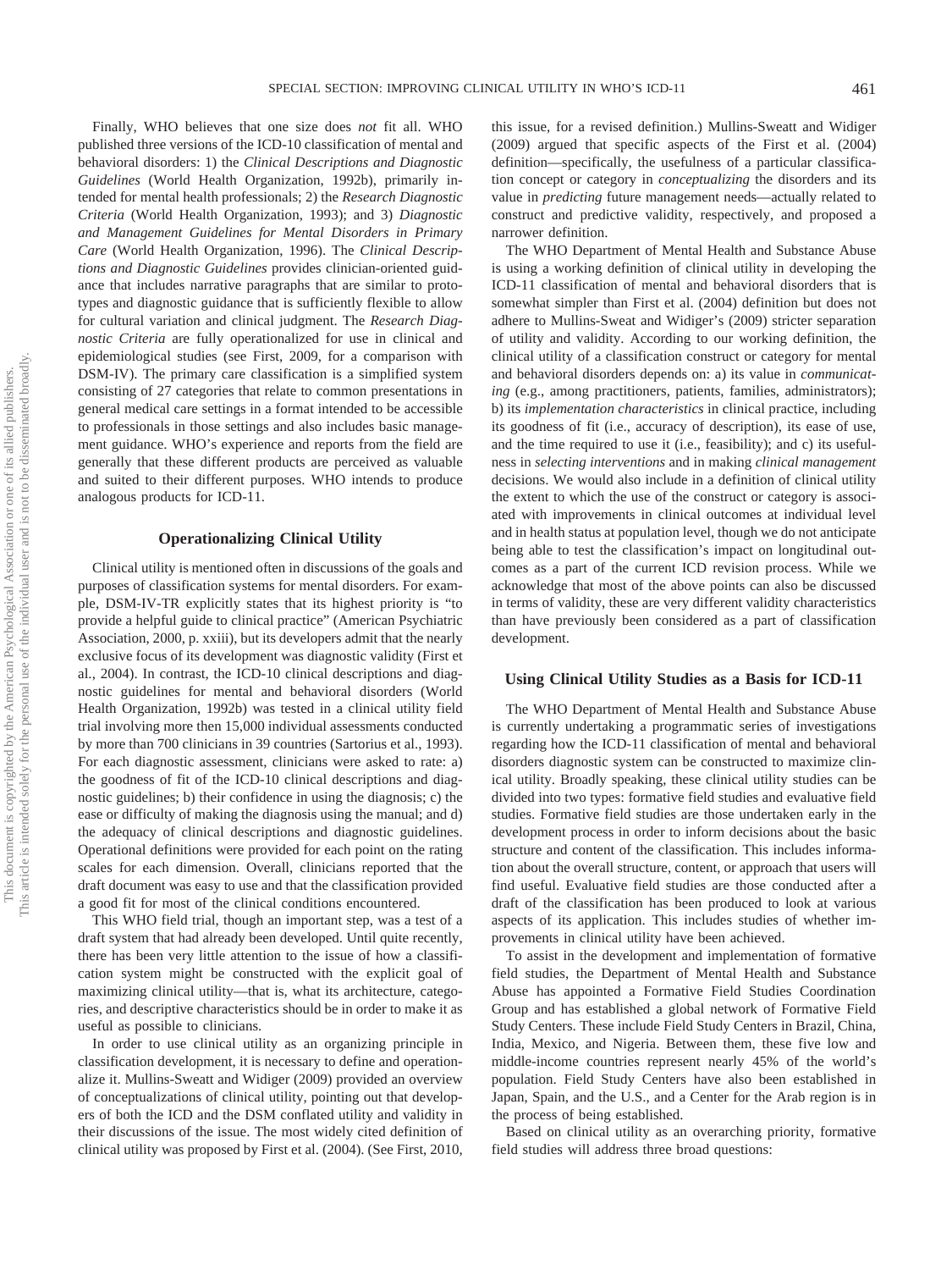Finally, WHO believes that one size does *not* fit all. WHO published three versions of the ICD-10 classification of mental and behavioral disorders: 1) the *Clinical Descriptions and Diagnostic Guidelines* (World Health Organization, 1992b), primarily intended for mental health professionals; 2) the *Research Diagnostic Criteria* (World Health Organization, 1993); and 3) *Diagnostic and Management Guidelines for Mental Disorders in Primary Care* (World Health Organization, 1996). The *Clinical Descriptions and Diagnostic Guidelines* provides clinician-oriented guidance that includes narrative paragraphs that are similar to prototypes and diagnostic guidance that is sufficiently flexible to allow for cultural variation and clinical judgment. The *Research Diagnostic Criteria* are fully operationalized for use in clinical and epidemiological studies (see First, 2009, for a comparison with DSM-IV). The primary care classification is a simplified system consisting of 27 categories that relate to common presentations in general medical care settings in a format intended to be accessible to professionals in those settings and also includes basic management guidance. WHO's experience and reports from the field are generally that these different products are perceived as valuable and suited to their different purposes. WHO intends to produce analogous products for ICD-11.

## Operationalizing Clinical Utility

Clinical utility is mentioned often in discussions of the goals and purposes of classification systems for mental disorders. For example, DSM-IV-TR explicitly states that its highest priority is "to provide a helpful guide to clinical practice" (American Psychiatric Association, 2000, p. xxiii), but its developers admit that the nearly exclusive focus of its development was diagnostic validity (First et al., 2004). In contrast, the ICD-10 clinical descriptions and diagnostic guidelines for mental and behavioral disorders (World Health Organization, 1992b) was tested in a clinical utility field trial involving more then 15,000 individual assessments conducted by more than 700 clinicians in 39 countries (Sartorius et al., 1993). For each diagnostic assessment, clinicians were asked to rate: a) the goodness of fit of the ICD-10 clinical descriptions and diagnostic guidelines; b) their confidence in using the diagnosis; c) the ease or difficulty of making the diagnosis using the manual; and d) the adequacy of clinical descriptions and diagnostic guidelines. Operational definitions were provided for each point on the rating scales for each dimension. Overall, clinicians reported that the draft document was easy to use and that the classification provided a good fit for most of the clinical conditions encountered.

This WHO field trial, though an important step, was a test of a draft system that had already been developed. Until quite recently, there has been very little attention to the issue of how a classification system might be constructed with the explicit goal of maximizing clinical utility—that is, what its architecture, categories, and descriptive characteristics should be in order to make it as useful as possible to clinicians.

In order to use clinical utility as an organizing principle in classification development, it is necessary to define and operationalize it. Mullins-Sweatt and Widiger (2009) provided an overview of conceptualizations of clinical utility, pointing out that developers of both the ICD and the DSM conflated utility and validity in their discussions of the issue. The most widely cited definition of clinical utility was proposed by First et al. (2004). (See First, 2010, this issue, for a revised definition.) Mullins-Sweatt and Widiger (2009) argued that specific aspects of the First et al. (2004) definition—specifically, the usefulness of a particular classification concept or category in *conceptualizing* the disorders and its value in *predicting* future management needs—actually related to construct and predictive validity, respectively, and proposed a narrower definition.

The WHO Department of Mental Health and Substance Abuse is using a working definition of clinical utility in developing the ICD-11 classification of mental and behavioral disorders that is somewhat simpler than First et al. (2004) definition but does not adhere to Mullins-Sweat and Widiger's (2009) stricter separation of utility and validity. According to our working definition, the clinical utility of a classification construct or category for mental and behavioral disorders depends on: a) its value in *communicating* (e.g., among practitioners, patients, families, administrators); b) its *implementation characteristics* in clinical practice, including its goodness of fit (i.e., accuracy of description), its ease of use, and the time required to use it (i.e., feasibility); and c) its usefulness in *selecting interventions* and in making *clinical management* decisions. We would also include in a definition of clinical utility the extent to which the use of the construct or category is associated with improvements in clinical outcomes at individual level and in health status at population level, though we do not anticipate being able to test the classification's impact on longitudinal outcomes as a part of the current ICD revision process. While we acknowledge that most of the above points can also be discussed in terms of validity, these are very different validity characteristics than have previously been considered as a part of classification development.

## Using Clinical Utility Studies as a Basis for ICD-11

The WHO Department of Mental Health and Substance Abuse is currently undertaking a programmatic series of investigations regarding how the ICD-11 classification of mental and behavioral disorders diagnostic system can be constructed to maximize clinical utility. Broadly speaking, these clinical utility studies can be divided into two types: formative field studies and evaluative field studies. Formative field studies are those undertaken early in the development process in order to inform decisions about the basic structure and content of the classification. This includes information about the overall structure, content, or approach that users will find useful. Evaluative field studies are those conducted after a draft of the classification has been produced to look at various aspects of its application. This includes studies of whether improvements in clinical utility have been achieved.

To assist in the development and implementation of formative field studies, the Department of Mental Health and Substance Abuse has appointed a Formative Field Studies Coordination Group and has established a global network of Formative Field Study Centers. These include Field Study Centers in Brazil, China, India, Mexico, and Nigeria. Between them, these five low and middle-income countries represent nearly 45% of the world's population. Field Study Centers have also been established in Japan, Spain, and the U.S., and a Center for the Arab region is in the process of being established.

Based on clinical utility as an overarching priority, formative field studies will address three broad questions: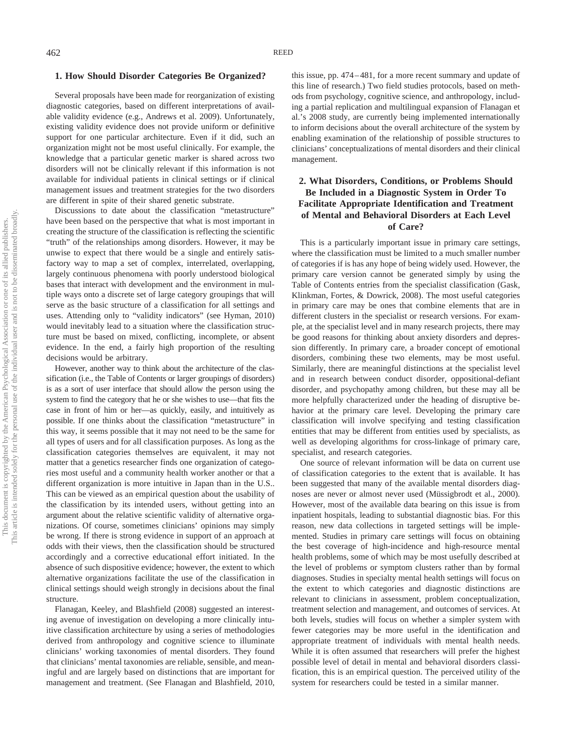## 1. How Should Disorder Categories Be Organized?

Several proposals have been made for reorganization of existing diagnostic categories, based on different interpretations of available validity evidence (e.g., Andrews et al. 2009). Unfortunately, existing validity evidence does not provide uniform or definitive support for one particular architecture. Even if it did, such an organization might not be most useful clinically. For example, the knowledge that a particular genetic marker is shared across two disorders will not be clinically relevant if this information is not available for individual patients in clinical settings or if clinical management issues and treatment strategies for the two disorders are different in spite of their shared genetic substrate.

Discussions to date about the classification "metastructure" have been based on the perspective that what is most important in creating the structure of the classification is reflecting the scientific "truth" of the relationships among disorders. However, it may be unwise to expect that there would be a single and entirely satisfactory way to map a set of complex, interrelated, overlapping, largely continuous phenomena with poorly understood biological bases that interact with development and the environment in multiple ways onto a discrete set of large category groupings that will serve as the basic structure of a classification for all settings and uses. Attending only to "validity indicators" (see Hyman, 2010) would inevitably lead to a situation where the classification structure must be based on mixed, conflicting, incomplete, or absent evidence. In the end, a fairly high proportion of the resulting decisions would be arbitrary.

However, another way to think about the architecture of the classification (i.e., the Table of Contents or larger groupings of disorders) is as a sort of user interface that should allow the person using the system to find the category that he or she wishes to use—that fits the case in front of him or her—as quickly, easily, and intuitively as possible. If one thinks about the classification "metastructure" in this way, it seems possible that it may not need to be the same for all types of users and for all classification purposes. As long as the classification categories themselves are equivalent, it may not matter that a genetics researcher finds one organization of categories most useful and a community health worker another or that a different organization is more intuitive in Japan than in the U.S.. This can be viewed as an empirical question about the usability of the classification by its intended users, without getting into an argument about the relative scientific validity of alternative organizations. Of course, sometimes clinicians' opinions may simply be wrong. If there is strong evidence in support of an approach at odds with their views, then the classification should be structured accordingly and a corrective educational effort initiated. In the absence of such dispositive evidence; however, the extent to which alternative organizations facilitate the use of the classification in clinical settings should weigh strongly in decisions about the final structure.

Flanagan, Keeley, and Blashfield (2008) suggested an interesting avenue of investigation on developing a more clinically intuitive classification architecture by using a series of methodologies derived from anthropology and cognitive science to illuminate clinicians' working taxonomies of mental disorders. They found that clinicians' mental taxonomies are reliable, sensible, and meaningful and are largely based on distinctions that are important for management and treatment. (See Flanagan and Blashfield, 2010, this issue, pp. 474–481, for a more recent summary and update of this line of research.) Two field studies protocols, based on methods from psychology, cognitive science, and anthropology, including a partial replication and multilingual expansion of Flanagan et al.'s 2008 study, are currently being implemented internationally to inform decisions about the overall architecture of the system by enabling examination of the relationship of possible structures to clinicians' conceptualizations of mental disorders and their clinical management.

## 2. What Disorders, Conditions, or Problems Should Be Included in a Diagnostic System in Order To Facilitate Appropriate Identification and Treatment of Mental and Behavioral Disorders at Each Level of Care?

This is a particularly important issue in primary care settings, where the classification must be limited to a much smaller number of categories if is has any hope of being widely used. However, the primary care version cannot be generated simply by using the Table of Contents entries from the specialist classification (Gask, Klinkman, Fortes, & Dowrick, 2008). The most useful categories in primary care may be ones that combine elements that are in different clusters in the specialist or research versions. For example, at the specialist level and in many research projects, there may be good reasons for thinking about anxiety disorders and depression differently. In primary care, a broader concept of emotional disorders, combining these two elements, may be most useful. Similarly, there are meaningful distinctions at the specialist level and in research between conduct disorder, oppositional-defiant disorder, and psychopathy among children, but these may all be more helpfully characterized under the heading of disruptive behavior at the primary care level. Developing the primary care classification will involve specifying and testing classification entities that may be different from entities used by specialists, as well as developing algorithms for cross-linkage of primary care, specialist, and research categories.

One source of relevant information will be data on current use of classification categories to the extent that is available. It has been suggested that many of the available mental disorders diagnoses are never or almost never used (Müssigbrodt et al., 2000). However, most of the available data bearing on this issue is from inpatient hospitals, leading to substantial diagnostic bias. For this reason, new data collections in targeted settings will be implemented. Studies in primary care settings will focus on obtaining the best coverage of high-incidence and high-resource mental health problems, some of which may be most usefully described at the level of problems or symptom clusters rather than by formal diagnoses. Studies in specialty mental health settings will focus on the extent to which categories and diagnostic distinctions are relevant to clinicians in assessment, problem conceptualization, treatment selection and management, and outcomes of services. At both levels, studies will focus on whether a simpler system with fewer categories may be more useful in the identification and appropriate treatment of individuals with mental health needs. While it is often assumed that researchers will prefer the highest possible level of detail in mental and behavioral disorders classification, this is an empirical question. The perceived utility of the system for researchers could be tested in a similar manner.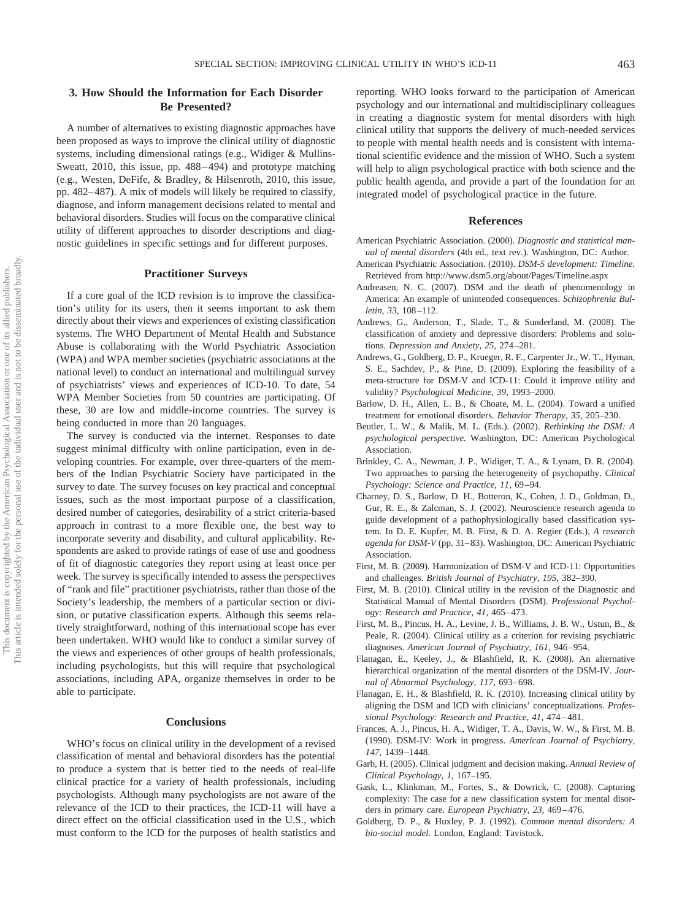### 3. How Should the Information for Each Disorder Be Presented?

A number of alternatives to existing diagnostic approaches have been proposed as ways to improve the clinical utility of diagnostic systems, including dimensional ratings (e.g., Widiger & Mullins-Sweatt, 2010, this issue, pp. 488–494) and prototype matching (e.g., Westen, DeFife, & Bradley, & Hilsenroth, 2010, this issue, pp. 482–487). A mix of models will likely be required to classify, diagnose, and inform management decisions related to mental and behavioral disorders. Studies will focus on the comparative clinical utility of different approaches to disorder descriptions and diagnostic guidelines in specific settings and for different purposes.

## Practitioner Surveys

If a core goal of the ICD revision is to improve the classification's utility for its users, then it seems important to ask them directly about their views and experiences of existing classification systems. The WHO Department of Mental Health and Substance Abuse is collaborating with the World Psychiatric Association (WPA) and WPA member societies (psychiatric associations at the national level) to conduct an international and multilingual survey of psychiatrists' views and experiences of ICD-10. To date, 54 WPA Member Societies from 50 countries are participating. Of these, 30 are low and middle-income countries. The survey is being conducted in more than 20 languages.

The survey is conducted via the internet. Responses to date suggest minimal difficulty with online participation, even in developing countries. For example, over three-quarters of the members of the Indian Psychiatric Society have participated in the survey to date. The survey focuses on key practical and conceptual issues, such as the most important purpose of a classification, desired number of categories, desirability of a strict criteria-based approach in contrast to a more flexible one, the best way to incorporate severity and disability, and cultural applicability. Respondents are asked to provide ratings of ease of use and goodness of fit of diagnostic categories they report using at least once per week. The survey is specifically intended to assess the perspectives of "rank and file" practitioner psychiatrists, rather than those of the Society's leadership, the members of a particular section or division, or putative classification experts. Although this seems relatively straightforward, nothing of this international scope has ever been undertaken. WHO would like to conduct a similar survey of the views and experiences of other groups of health professionals, including psychologists, but this will require that psychological associations, including APA, organize themselves in order to be able to participate.

## Conclusions

WHO's focus on clinical utility in the development of a revised classification of mental and behavioral disorders has the potential to produce a system that is better tied to the needs of real-life clinical practice for a variety of health professionals, including psychologists. Although many psychologists are not aware of the relevance of the ICD to their practices, the ICD-11 will have a direct effect on the official classification used in the U.S., which must conform to the ICD for the purposes of health statistics and reporting. WHO looks forward to the participation of American psychology and our international and multidisciplinary colleagues in creating a diagnostic system for mental disorders with high clinical utility that supports the delivery of much-needed services to people with mental health needs and is consistent with international scientific evidence and the mission of WHO. Such a system will help to align psychological practice with both science and the public health agenda, and provide a part of the foundation for an integrated model of psychological practice in the future.

## References

American Psychiatric Association. (2000). *Diagnostic and statistical manual of mental disorders* (4th ed., text rev.). Washington, DC: Author.

American Psychiatric Association. (2010). *DSM-5 development: Timeline.* Retrieved from http://www.dsm5.org/about/Pages/Timeline.aspx

Andreasen, N. C. (2007). DSM and the death of phenomenology in America: An example of unintended consequences. *Schizophrenia Bulletin, 33,* 108–112.

Andrews, G., Anderson, T., Slade, T., & Sunderland, M. (2008). The classification of anxiety and depressive disorders: Problems and solutions. *Depression and Anxiety, 25,* 274–281.

Andrews, G., Goldberg, D. P., Krueger, R. F., Carpenter Jr., W. T., Hyman, S. E., Sachdev, P., & Pine, D. (2009). Exploring the feasibility of a meta-structure for DSM-V and ICD-11: Could it improve utility and validity? *Psychological Medicine, 39,* 1993–2000.

Barlow, D. H., Allen, L. B., & Choate, M. L. (2004). Toward a unified treatment for emotional disorders. *Behavior Therapy, 35,* 205–230.

Beutler, L. W., & Malik, M. L. (Eds.). (2002). *Rethinking the DSM: A psychological perspective.* Washington, DC: American Psychological Association.

Brinkley, C. A., Newman, J. P., Widiger, T. A., & Lynam, D. R. (2004). Two approaches to parsing the heterogeneity of psychopathy. *Clinical Psychology: Science and Practice, 11,* 69–94.

Charney, D. S., Barlow, D. H., Botteron, K., Cohen, J. D., Goldman, D., Gur, R. E., & Zalcman, S. J. (2002). Neuroscience research agenda to guide development of a pathophysiologically based classification system. In D. E. Kupfer, M. B. First, & D. A. Regier (Eds.), *A research agenda for DSM-V* (pp. 31–83). Washington, DC: American Psychiatric Association.

First, M. B. (2009). Harmonization of DSM-V and ICD-11: Opportunities and challenges. *British Journal of Psychiatry, 195,* 382–390.

First, M. B. (2010). Clinical utility in the revision of the Diagnostic and Statistical Manual of Mental Disorders (DSM). *Professional Psychology: Research and Practice, 41,* 465–473.

First, M. B., Pincus, H. A., Levine, J. B., Williams, J. B. W., Ustun, B., & Peale, R. (2004). Clinical utility as a criterion for revising psychiatric diagnoses. *American Journal of Psychiatry, 161,* 946–954.

Flanagan, E., Keeley, J., & Blashfield, R. K. (2008). An alternative hierarchical organization of the mental disorders of the DSM-IV. *Journal of Abnormal Psychology, 117,* 693–698.

Flanagan, E. H., & Blashfield, R. K. (2010). Increasing clinical utility by aligning the DSM and ICD with clinicians' conceptualizations. *Professional Psychology: Research and Practice, 41,* 474–481.

Frances, A. J., Pincus, H. A., Widiger, T. A., Davis, W. W., & First, M. B. (1990). DSM-IV: Work in progress. *American Journal of Psychiatry, 147,* 1439–1448.

Garb, H. (2005). Clinical judgment and decision making. *Annual Review of Clinical Psychology, 1,* 167–195.

Gask, L., Klinkman, M., Fortes, S., & Dowrick, C. (2008). Capturing complexity: The case for a new classification system for mental disorders in primary care. *European Psychiatry, 23,* 469–476.

Goldberg, D. P., & Huxley, P. J. (1992). *Common mental disorders: A bio-social model.* London, England: Tavistock.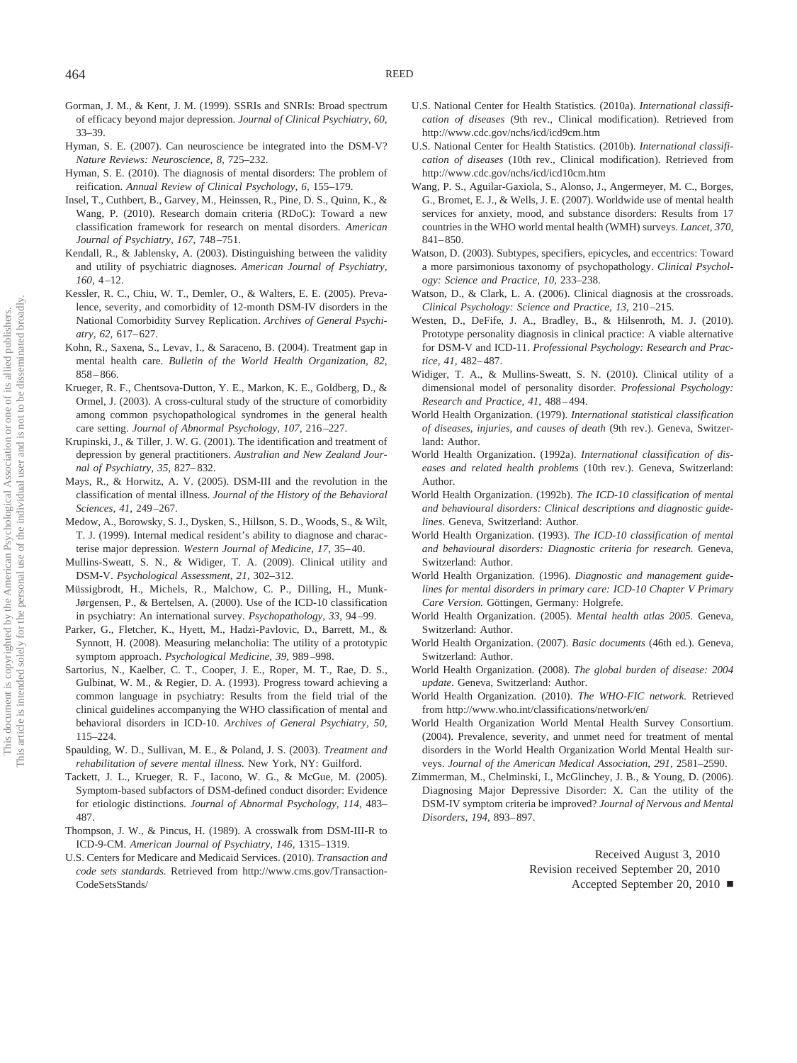Gorman, J. M., & Kent, J. M. (1999). SSRIs and SNRIs: Broad spectrum of efficacy beyond major depression. *Journal of Clinical Psychiatry, 60,* 33–39.

Hyman, S. E. (2007). Can neuroscience be integrated into the DSM-V? *Nature Reviews: Neuroscience, 8,* 725–232.

Hyman, S. E. (2010). The diagnosis of mental disorders: The problem of reification. *Annual Review of Clinical Psychology, 6,* 155–179.

Insel, T., Cuthbert, B., Garvey, M., Heinssen, R., Pine, D. S., Quinn, K., & Wang, P. (2010). Research domain criteria (RDoC): Toward a new classification framework for research on mental disorders. *American Journal of Psychiatry, 167,* 748–751.

Kendall, R., & Jablensky, A. (2003). Distinguishing between the validity and utility of psychiatric diagnoses. *American Journal of Psychiatry, 160,* 4–12.

Kessler, R. C., Chiu, W. T., Demler, O., & Walters, E. E. (2005). Prevalence, severity, and comorbidity of 12-month DSM-IV disorders in the National Comorbidity Survey Replication. *Archives of General Psychiatry, 62,* 617–627.

Kohn, R., Saxena, S., Levav, I., & Saraceno, B. (2004). Treatment gap in mental health care. *Bulletin of the World Health Organization, 82,* 858–866.

Krueger, R. F., Chentsova-Dutton, Y. E., Markon, K. E., Goldberg, D., & Ormel, J. (2003). A cross-cultural study of the structure of comorbidity among common psychopathological syndromes in the general health care setting. *Journal of Abnormal Psychology, 107,* 216–227.

Krupinski, J., & Tiller, J. W. G. (2001). The identification and treatment of depression by general practitioners. *Australian and New Zealand Journal of Psychiatry, 35,* 827–832.

Mays, R., & Horwitz, A. V. (2005). DSM-III and the revolution in the classification of mental illness. *Journal of the History of the Behavioral Sciences, 41,* 249–267.

Medow, A., Borowsky, S. J., Dysken, S., Hillson, S. D., Woods, S., & Wilt, T. J. (1999). Internal medical resident's ability to diagnose and characterise major depression. *Western Journal of Medicine, 17,* 35–40.

Mullins-Sweatt, S. N., & Widiger, T. A. (2009). Clinical utility and DSM-V. *Psychological Assessment, 21,* 302–312.

Müssigbrodt, H., Michels, R., Malchow, C. P., Dilling, H., Munk-Jørgensen, P., & Bertelsen, A. (2000). Use of the ICD-10 classification in psychiatry: An international survey. *Psychopathology, 33,* 94–99.

Parker, G., Fletcher, K., Hyett, M., Hadzi-Pavlovic, D., Barrett, M., & Synnott, H. (2008). Measuring melancholia: The utility of a prototypic symptom approach. *Psychological Medicine, 39,* 989–998.

Sartorius, N., Kaelber, C. T., Cooper, J. E., Roper, M. T., Rae, D. S., Gulbinat, W. M., & Regier, D. A. (1993). Progress toward achieving a common language in psychiatry: Results from the field trial of the clinical guidelines accompanying the WHO classification of mental and behavioral disorders in ICD-10. *Archives of General Psychiatry, 50,* 115–224.

Spaulding, W. D., Sullivan, M. E., & Poland, J. S. (2003). *Treatment and rehabilitation of severe mental illness.* New York, NY: Guilford.

Tackett, J. L., Krueger, R. F., Iacono, W. G., & McGue, M. (2005). Symptom-based subfactors of DSM-defined conduct disorder: Evidence for etiologic distinctions. *Journal of Abnormal Psychology, 114,* 483–487.

Thompson, J. W., & Pincus, H. (1989). A crosswalk from DSM-III-R to ICD-9-CM. *American Journal of Psychiatry, 146,* 1315–1319.

U.S. Centers for Medicare and Medicaid Services. (2010). *Transaction and code sets standards.* Retrieved from http://www.cms.gov/TransactionCodeSetsStands/

U.S. National Center for Health Statistics. (2010a). *International classification of diseases* (9th rev., Clinical modification). Retrieved from http://www.cdc.gov/nchs/icd/icd9cm.htm

U.S. National Center for Health Statistics. (2010b). *International classification of diseases* (10th rev., Clinical modification). Retrieved from http://www.cdc.gov/nchs/icd/icd10cm.htm

Wang, P. S., Aguilar-Gaxiola, S., Alonso, J., Angermeyer, M. C., Borges, G., Bromet, E. J., & Wells, J. E. (2007). Worldwide use of mental health services for anxiety, mood, and substance disorders: Results from 17 countries in the WHO world mental health (WMH) surveys. *Lancet, 370,* 841–850.

Watson, D. (2003). Subtypes, specifiers, epicycles, and eccentrics: Toward a more parsimonious taxonomy of psychopathology. *Clinical Psychology: Science and Practice, 10,* 233–238.

Watson, D., & Clark, L. A. (2006). Clinical diagnosis at the crossroads. *Clinical Psychology: Science and Practice, 13,* 210–215.

Westen, D., DeFife, J. A., Bradley, B., & Hilsenroth, M. J. (2010). Prototype personality diagnosis in clinical practice: A viable alternative for DSM-V and ICD-11. *Professional Psychology: Research and Practice, 41,* 482–487.

Widiger, T. A., & Mullins-Sweatt, S. N. (2010). Clinical utility of a dimensional model of personality disorder. *Professional Psychology: Research and Practice, 41,* 488–494.

World Health Organization. (1979). *International statistical classification of diseases, injuries, and causes of death* (9th rev.). Geneva, Switzerland: Author.

World Health Organization. (1992a). *International classification of diseases and related health problems* (10th rev.). Geneva, Switzerland: Author.

World Health Organization. (1992b). *The ICD-10 classification of mental and behavioural disorders: Clinical descriptions and diagnostic guidelines.* Geneva, Switzerland: Author.

World Health Organization. (1993). *The ICD-10 classification of mental and behavioural disorders: Diagnostic criteria for research.* Geneva, Switzerland: Author.

World Health Organization. (1996). *Diagnostic and management guidelines for mental disorders in primary care: ICD-10 Chapter V Primary Care Version.* Göttingen, Germany: Holgrefe.

World Health Organization. (2005). *Mental health atlas 2005.* Geneva, Switzerland: Author.

World Health Organization. (2007). *Basic documents* (46th ed.). Geneva, Switzerland: Author.

World Health Organization. (2008). *The global burden of disease: 2004 update.* Geneva, Switzerland: Author.

World Health Organization. (2010). *The WHO-FIC network.* Retrieved from http://www.who.int/classifications/network/en/

World Health Organization World Mental Health Survey Consortium. (2004). Prevalence, severity, and unmet need for treatment of mental disorders in the World Health Organization World Mental Health surveys. *Journal of the American Medical Association, 291,* 2581–2590.

Zimmerman, M., Chelminski, I., McGlinchey, J. B., & Young, D. (2006). Diagnosing Major Depressive Disorder: X. Can the utility of the DSM-IV symptom criteria be improved? *Journal of Nervous and Mental Disorders, 194,* 893–897.

Received August 3, 2010
Revision received September 20, 2010
Accepted September 20, 2010 ■